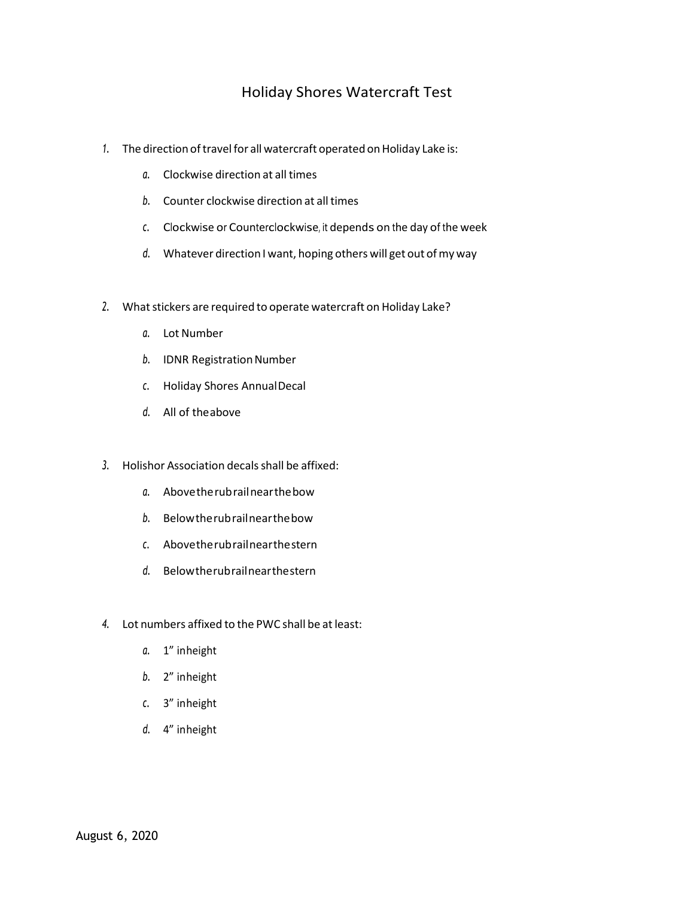# Holiday Shores Watercraft Test

1. The direction of travel for all watercraft operated on Holiday Lake is:
   a. Clockwise direction at all times
   b. Counter clockwise direction at all times
   c. Clockwise or Counterclockwise, it depends on the day of the week
   d. Whatever direction I want, hoping others will get out of my way

2. What stickers are required to operate watercraft on Holiday Lake?
   a. Lot Number
   b. IDNR Registration Number
   c. Holiday Shores Annual Decal
   d. All of the above

3. Holishor Association decals shall be affixed:
   a. Above the rub rail near the bow
   b. Below the rub rail near the bow
   c. Above the rub rail near the stern
   d. Below the rub rail near the stern

4. Lot numbers affixed to the PWC shall be at least:
   a. 1" in height
   b. 2" in height
   c. 3" in height
   d. 4" in height

August 6, 2020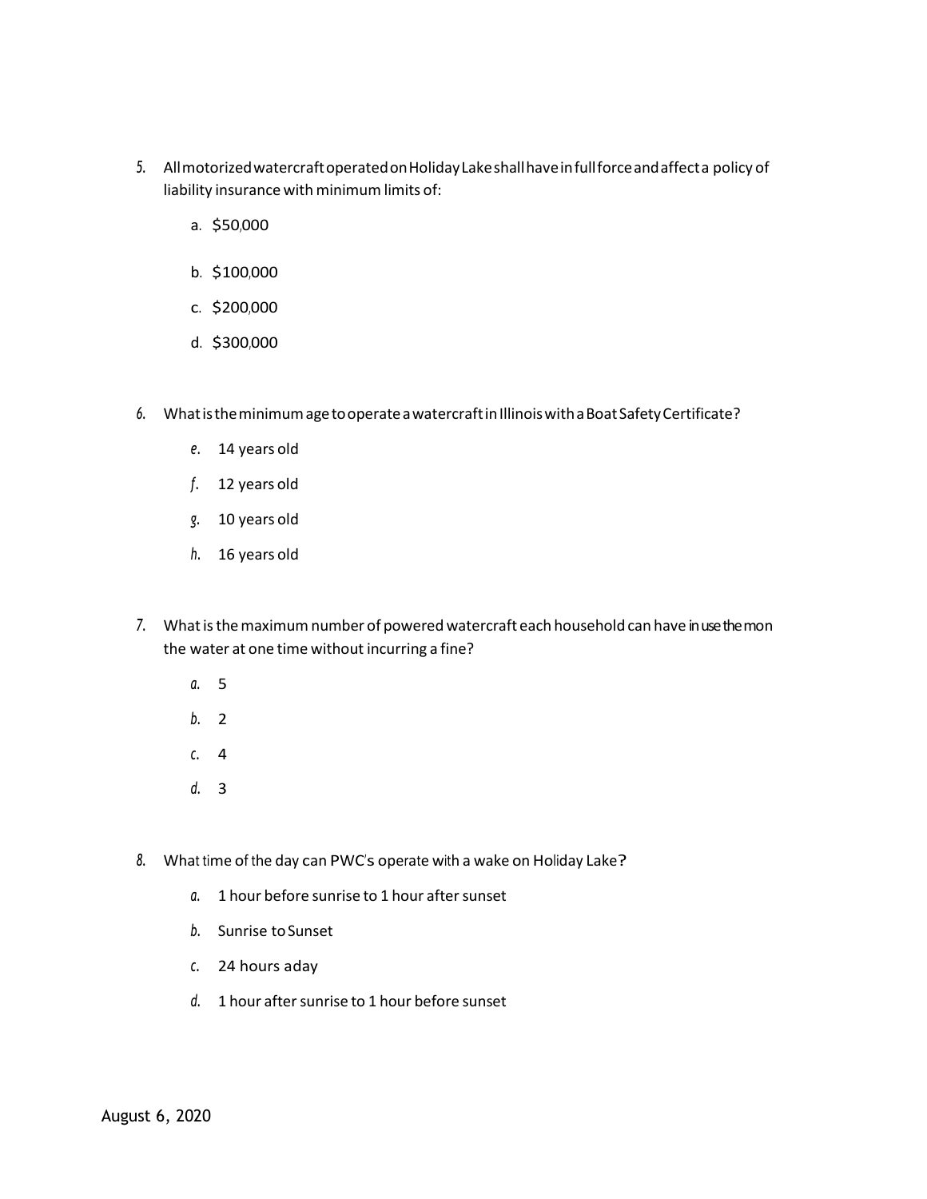5. All motorized watercraft operated on Holiday Lake shall have in full force and affect a policy of liability insurance with minimum limits of:

   a. $50,000

   b. $100,000

   c. $200,000

   d. $300,000

6. What is the minimum age to operate a watercraft in Illinois with a Boat Safety Certificate?

   e. 14 years old

   f. 12 years old

   g. 10 years old

   h. 16 years old

7. What is the maximum number of powered watercraft each household can have in use them on the water at one time without incurring a fine?

   a. 5

   b. 2

   c. 4

   d. 3

8. What time of the day can PWC's operate with a wake on Holiday Lake?

   a. 1 hour before sunrise to 1 hour after sunset

   b. Sunrise to Sunset

   c. 24 hours aday

   d. 1 hour after sunrise to 1 hour before sunset

August 6, 2020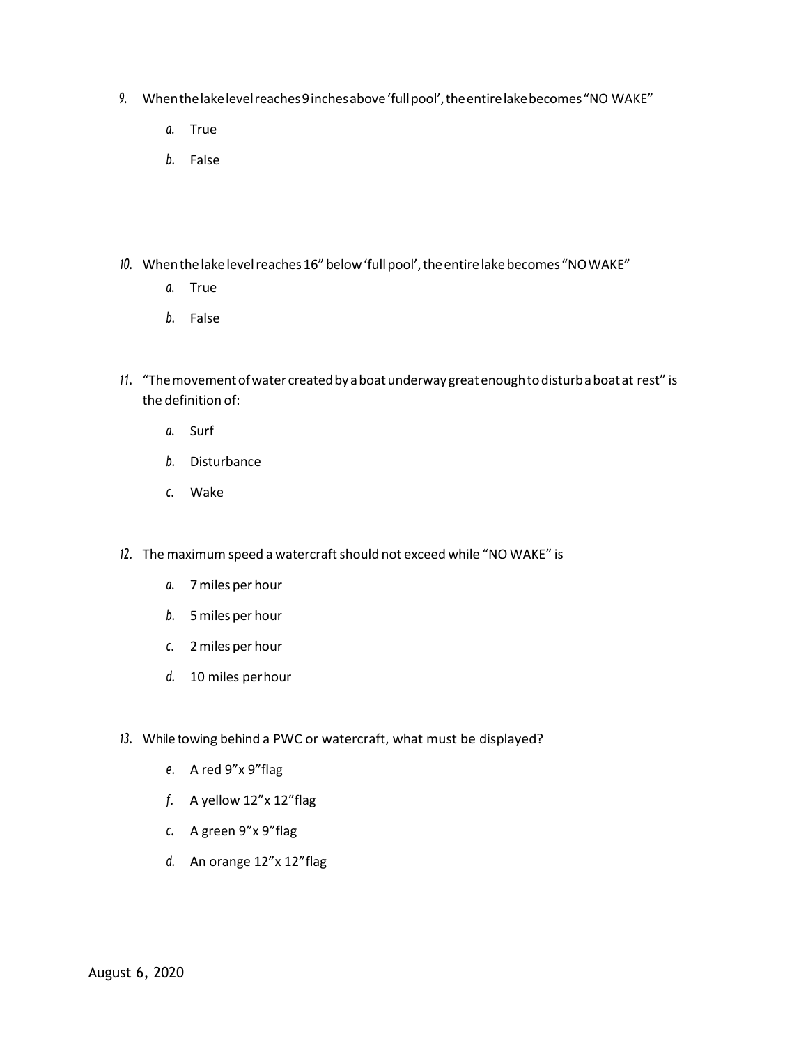9. When the lake level reaches 9 inches above 'full pool', the entire lake becomes "NO WAKE"

   a. True

   b. False

10. When the lake level reaches 16" below 'full pool', the entire lake becomes "NO WAKE"

    a. True

    b. False

11. "The movement of water created by a boat underway great enough to disturb a boat at rest" is the definition of:

    a. Surf

    b. Disturbance

    c. Wake

12. The maximum speed a watercraft should not exceed while "NO WAKE" is

    a. 7 miles per hour

    b. 5 miles per hour

    c. 2 miles per hour

    d. 10 miles per hour

13. While towing behind a PWC or watercraft, what must be displayed?

    e. A red 9"x 9" flag

    f. A yellow 12"x 12" flag

    c. A green 9"x 9" flag

    d. An orange 12"x 12" flag

August 6, 2020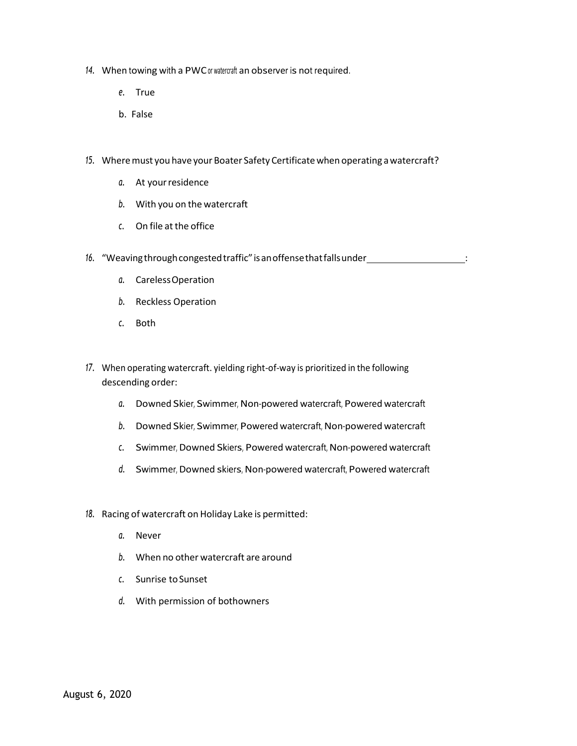14. When towing with a PWC or watercraft an observer is not required.

    e. True

    b. False

15. Where must you have your Boater Safety Certificate when operating a watercraft?

    a. At your residence

    b. With you on the watercraft

    c. On file at the office

16. "Weaving through congested traffic" is an offense that falls under\_\_\_\_\_\_\_\_\_\_\_\_\_\_\_\_\_\_\_\_:

    a. Careless Operation

    b. Reckless Operation

    c. Both

17. When operating watercraft. yielding right-of-way is prioritized in the following descending order:

    a. Downed Skier, Swimmer, Non-powered watercraft, Powered watercraft

    b. Downed Skier, Swimmer, Powered watercraft, Non-powered watercraft

    c. Swimmer, Downed Skiers, Powered watercraft, Non-powered watercraft

    d. Swimmer, Downed skiers, Non-powered watercraft, Powered watercraft

18. Racing of watercraft on Holiday Lake is permitted:

    a. Never

    b. When no other watercraft are around

    c. Sunrise to Sunset

    d. With permission of bothowners

August 6, 2020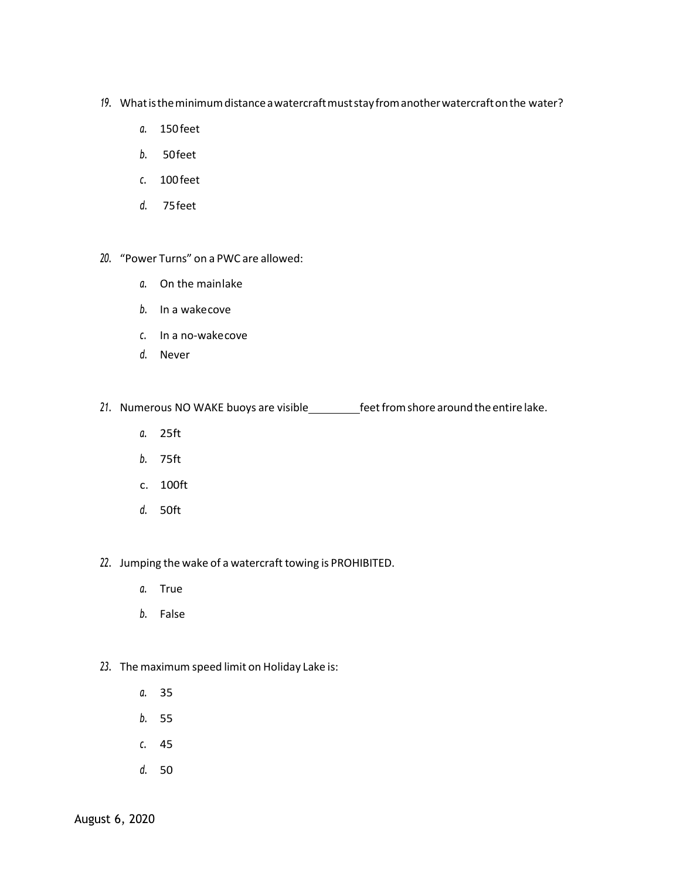19. What is the minimum distance a watercraft must stay from another watercraft on the water?

    a. 150 feet

    b. 50 feet

    c. 100 feet

    d. 75 feet

20. "Power Turns" on a PWC are allowed:

    a. On the main lake

    b. In a wake cove

    c. In a no-wake cove

    d. Never

21. Numerous NO WAKE buoys are visible _________ feet from shore around the entire lake.

    a. 25ft

    b. 75ft

    c. 100ft

    d. 50ft

22. Jumping the wake of a watercraft towing is PROHIBITED.

    a. True

    b. False

23. The maximum speed limit on Holiday Lake is:

    a. 35

    b. 55

    c. 45

    d. 50

August 6, 2020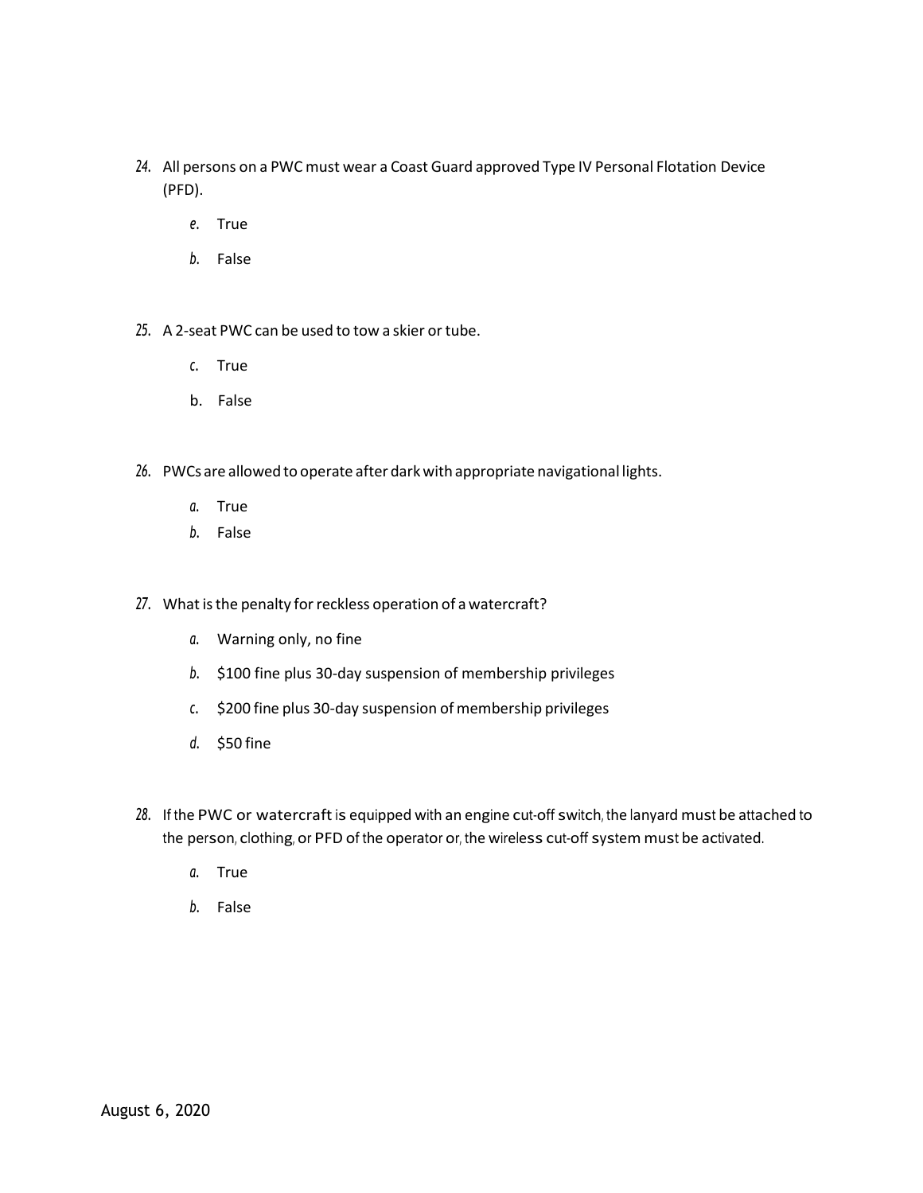24. All persons on a PWC must wear a Coast Guard approved Type IV Personal Flotation Device (PFD).

    e. True

    b. False

25. A 2-seat PWC can be used to tow a skier or tube.

    c. True

    b. False

26. PWCs are allowed to operate after dark with appropriate navigational lights.

    a. True

    b. False

27. What is the penalty for reckless operation of a watercraft?

    a. Warning only, no fine

    b. $100 fine plus 30-day suspension of membership privileges

    c. $200 fine plus 30-day suspension of membership privileges

    d. $50 fine

28. If the PWC or watercraft is equipped with an engine cut-off switch, the lanyard must be attached to the person, clothing, or PFD of the operator or, the wireless cut-off system must be activated.

    a. True

    b. False

August 6, 2020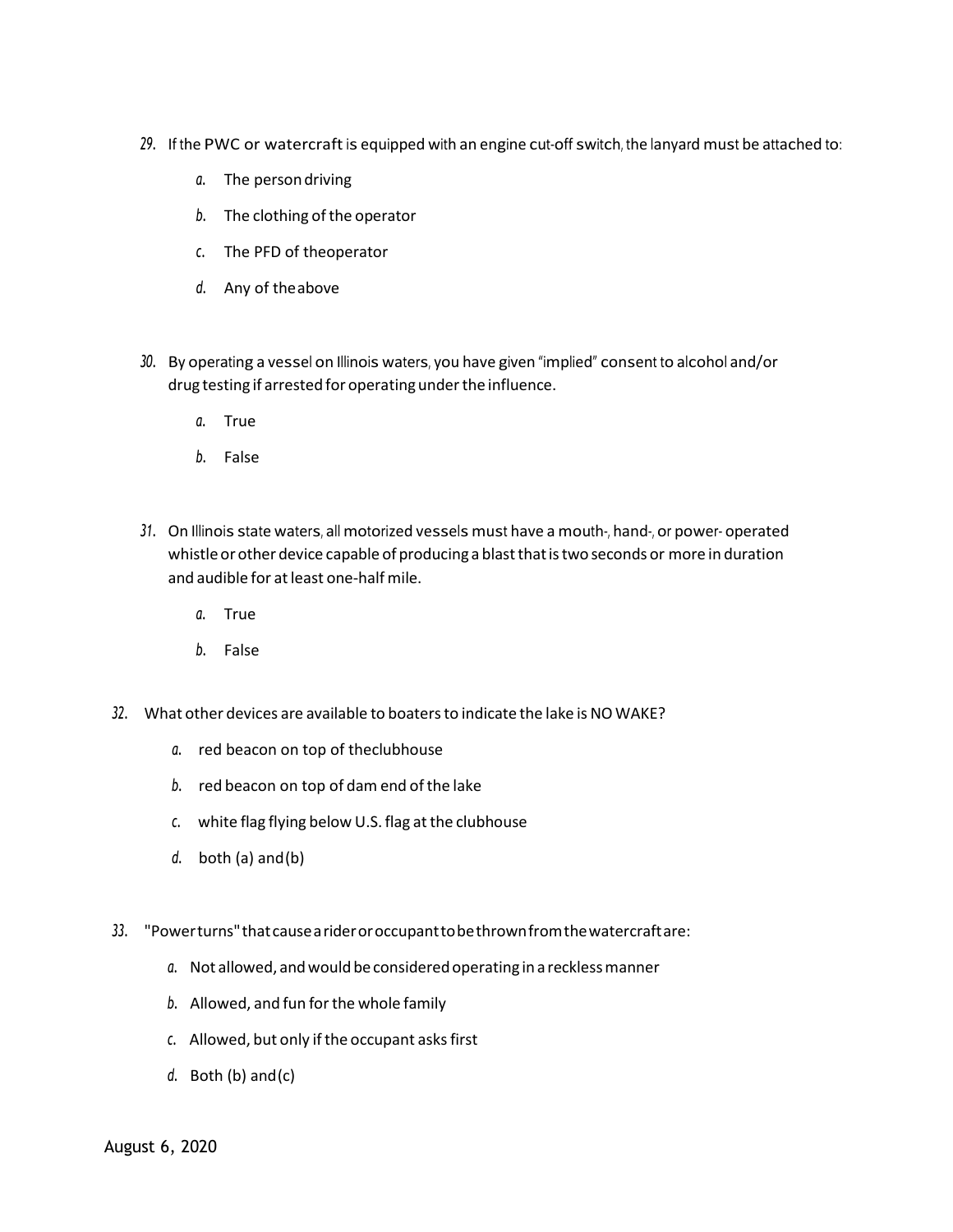29. If the PWC or watercraft is equipped with an engine cut-off switch, the lanyard must be attached to:

    a. The person driving

    b. The clothing of the operator

    c. The PFD of the operator

    d. Any of the above

30. By operating a vessel on Illinois waters, you have given "implied" consent to alcohol and/or drug testing if arrested for operating under the influence.

    a. True

    b. False

31. On Illinois state waters, all motorized vessels must have a mouth-, hand-, or power- operated whistle or other device capable of producing a blast that is two seconds or more in duration and audible for at least one-half mile.

    a. True

    b. False

32. What other devices are available to boaters to indicate the lake is NO WAKE?

    a. red beacon on top of the clubhouse

    b. red beacon on top of dam end of the lake

    c. white flag flying below U.S. flag at the clubhouse

    d. both (a) and (b)

33. "Power turns" that cause a rider or occupant to be thrown from the watercraft are:

    a. Not allowed, and would be considered operating in a reckless manner

    b. Allowed, and fun for the whole family

    c. Allowed, but only if the occupant asks first

    d. Both (b) and (c)

August 6, 2020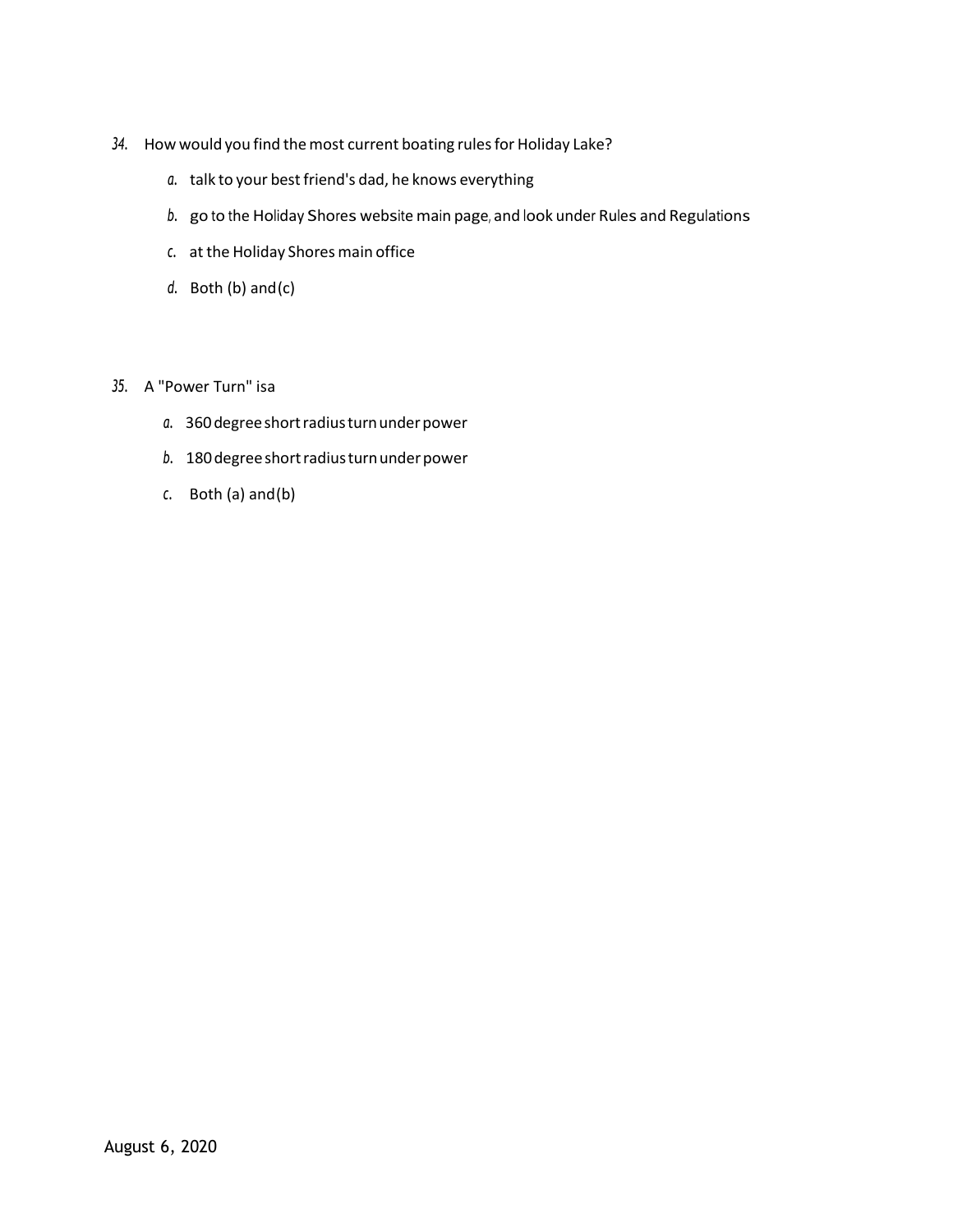34. How would you find the most current boating rules for Holiday Lake?

    a. talk to your best friend's dad, he knows everything

    b. go to the Holiday Shores website main page, and look under Rules and Regulations

    c. at the Holiday Shores main office

    d. Both (b) and (c)

35. A "Power Turn" is a

    a. 360 degree short radius turn under power

    b. 180 degree short radius turn under power

    c. Both (a) and (b)

August 6, 2020